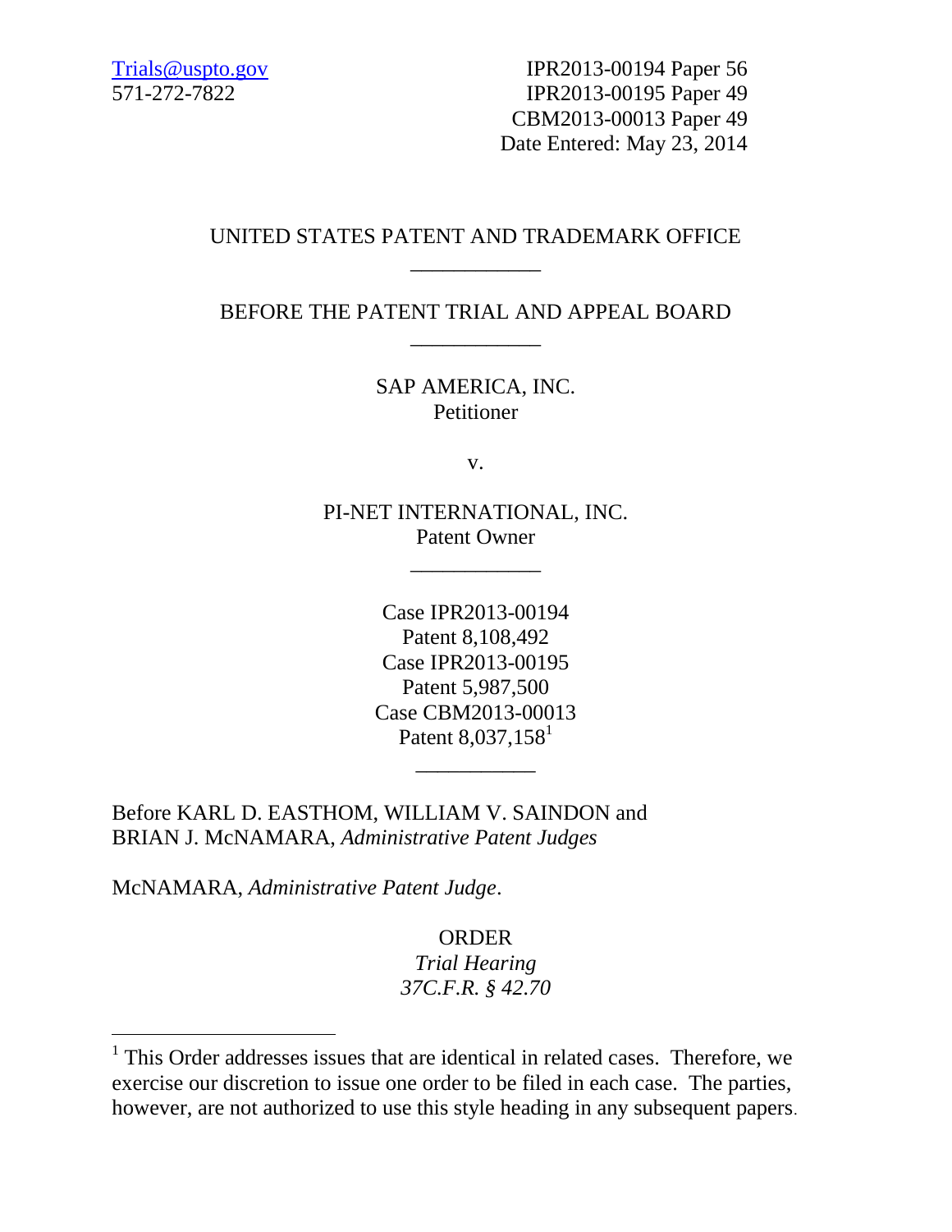Trials@uspto.gov
571-272-7822

IPR2013-00194 Paper 56
IPR2013-00195 Paper 49
CBM2013-00013 Paper 49
Date Entered: May 23, 2014

UNITED STATES PATENT AND TRADEMARK OFFICE

---

BEFORE THE PATENT TRIAL AND APPEAL BOARD

---

SAP AMERICA, INC.
Petitioner

v.

PI-NET INTERNATIONAL, INC.
Patent Owner

---

Case IPR2013-00194
Patent 8,108,492
Case IPR2013-00195
Patent 5,987,500
Case CBM2013-00013
Patent 8,037,158[1]

---

Before KARL D. EASTHOM, WILLIAM V. SAINDON and BRIAN J. McNAMARA, *Administrative Patent Judges*

McNAMARA, *Administrative Patent Judge*.

ORDER
*Trial Hearing*
*37C.F.R. § 42.70*

---

[1] This Order addresses issues that are identical in related cases. Therefore, we exercise our discretion to issue one order to be filed in each case. The parties, however, are not authorized to use this style heading in any subsequent papers.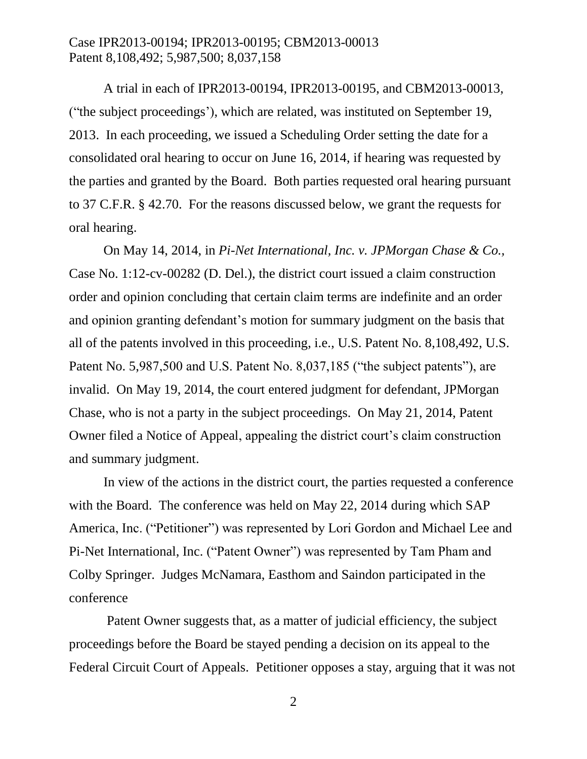A trial in each of IPR2013-00194, IPR2013-00195, and CBM2013-00013, ("the subject proceedings'), which are related, was instituted on September 19, 2013. In each proceeding, we issued a Scheduling Order setting the date for a consolidated oral hearing to occur on June 16, 2014, if hearing was requested by the parties and granted by the Board. Both parties requested oral hearing pursuant to 37 C.F.R. § 42.70. For the reasons discussed below, we grant the requests for oral hearing.

On May 14, 2014, in *Pi-Net International, Inc. v. JPMorgan Chase & Co.*, Case No. 1:12-cv-00282 (D. Del.), the district court issued a claim construction order and opinion concluding that certain claim terms are indefinite and an order and opinion granting defendant's motion for summary judgment on the basis that all of the patents involved in this proceeding, i.e., U.S. Patent No. 8,108,492, U.S. Patent No. 5,987,500 and U.S. Patent No. 8,037,185 ("the subject patents"), are invalid. On May 19, 2014, the court entered judgment for defendant, JPMorgan Chase, who is not a party in the subject proceedings. On May 21, 2014, Patent Owner filed a Notice of Appeal, appealing the district court's claim construction and summary judgment.

In view of the actions in the district court, the parties requested a conference with the Board. The conference was held on May 22, 2014 during which SAP America, Inc. ("Petitioner") was represented by Lori Gordon and Michael Lee and Pi-Net International, Inc. ("Patent Owner") was represented by Tam Pham and Colby Springer. Judges McNamara, Easthom and Saindon participated in the conference

Patent Owner suggests that, as a matter of judicial efficiency, the subject proceedings before the Board be stayed pending a decision on its appeal to the Federal Circuit Court of Appeals. Petitioner opposes a stay, arguing that it was not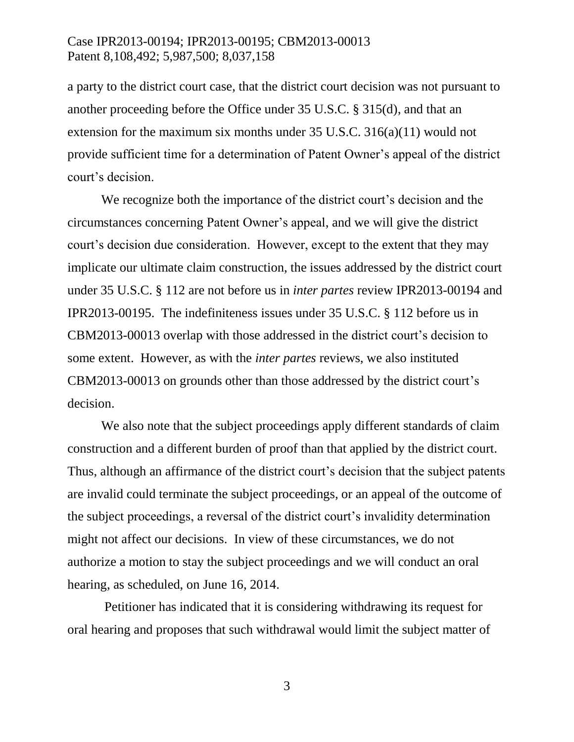a party to the district court case, that the district court decision was not pursuant to another proceeding before the Office under 35 U.S.C. § 315(d), and that an extension for the maximum six months under 35 U.S.C. 316(a)(11) would not provide sufficient time for a determination of Patent Owner's appeal of the district court's decision.

We recognize both the importance of the district court's decision and the circumstances concerning Patent Owner's appeal, and we will give the district court's decision due consideration. However, except to the extent that they may implicate our ultimate claim construction, the issues addressed by the district court under 35 U.S.C. § 112 are not before us in *inter partes* review IPR2013-00194 and IPR2013-00195. The indefiniteness issues under 35 U.S.C. § 112 before us in CBM2013-00013 overlap with those addressed in the district court's decision to some extent. However, as with the *inter partes* reviews, we also instituted CBM2013-00013 on grounds other than those addressed by the district court's decision.

We also note that the subject proceedings apply different standards of claim construction and a different burden of proof than that applied by the district court. Thus, although an affirmance of the district court's decision that the subject patents are invalid could terminate the subject proceedings, or an appeal of the outcome of the subject proceedings, a reversal of the district court's invalidity determination might not affect our decisions. In view of these circumstances, we do not authorize a motion to stay the subject proceedings and we will conduct an oral hearing, as scheduled, on June 16, 2014.

Petitioner has indicated that it is considering withdrawing its request for oral hearing and proposes that such withdrawal would limit the subject matter of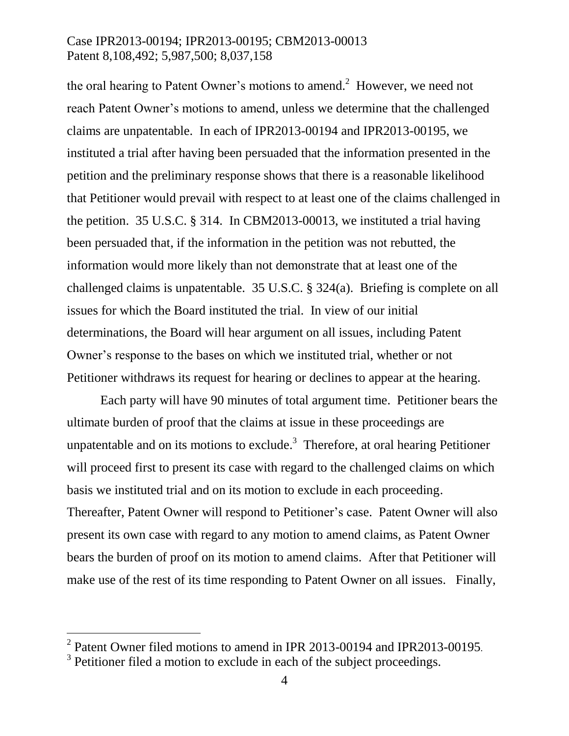the oral hearing to Patent Owner's motions to amend.[2] However, we need not reach Patent Owner's motions to amend, unless we determine that the challenged claims are unpatentable. In each of IPR2013-00194 and IPR2013-00195, we instituted a trial after having been persuaded that the information presented in the petition and the preliminary response shows that there is a reasonable likelihood that Petitioner would prevail with respect to at least one of the claims challenged in the petition. 35 U.S.C. § 314. In CBM2013-00013, we instituted a trial having been persuaded that, if the information in the petition was not rebutted, the information would more likely than not demonstrate that at least one of the challenged claims is unpatentable. 35 U.S.C. § 324(a). Briefing is complete on all issues for which the Board instituted the trial. In view of our initial determinations, the Board will hear argument on all issues, including Patent Owner's response to the bases on which we instituted trial, whether or not Petitioner withdraws its request for hearing or declines to appear at the hearing.

Each party will have 90 minutes of total argument time. Petitioner bears the ultimate burden of proof that the claims at issue in these proceedings are unpatentable and on its motions to exclude.[3] Therefore, at oral hearing Petitioner will proceed first to present its case with regard to the challenged claims on which basis we instituted trial and on its motion to exclude in each proceeding. Thereafter, Patent Owner will respond to Petitioner's case. Patent Owner will also present its own case with regard to any motion to amend claims, as Patent Owner bears the burden of proof on its motion to amend claims. After that Petitioner will make use of the rest of its time responding to Patent Owner on all issues. Finally,

---

[2] Patent Owner filed motions to amend in IPR 2013-00194 and IPR2013-00195.

[3] Petitioner filed a motion to exclude in each of the subject proceedings.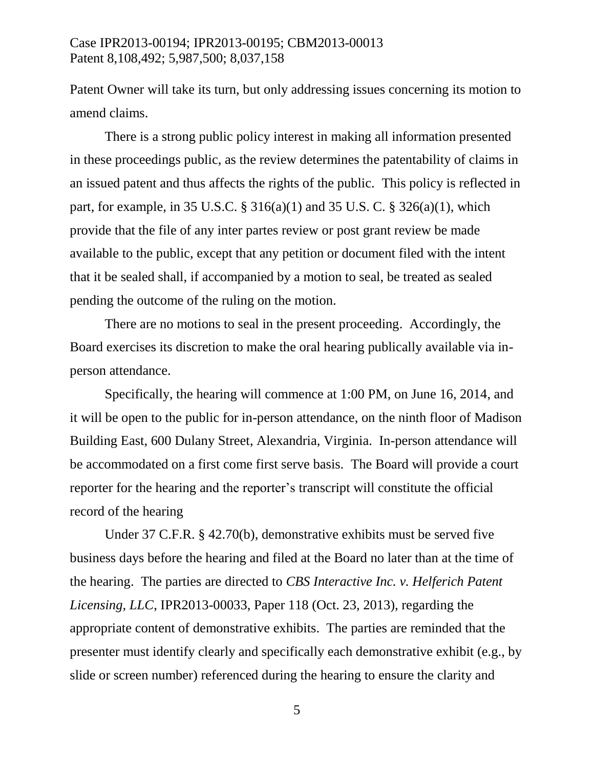Patent Owner will take its turn, but only addressing issues concerning its motion to amend claims.

There is a strong public policy interest in making all information presented in these proceedings public, as the review determines the patentability of claims in an issued patent and thus affects the rights of the public. This policy is reflected in part, for example, in 35 U.S.C. § 316(a)(1) and 35 U.S. C. § 326(a)(1), which provide that the file of any inter partes review or post grant review be made available to the public, except that any petition or document filed with the intent that it be sealed shall, if accompanied by a motion to seal, be treated as sealed pending the outcome of the ruling on the motion.

There are no motions to seal in the present proceeding. Accordingly, the Board exercises its discretion to make the oral hearing publically available via in-person attendance.

Specifically, the hearing will commence at 1:00 PM, on June 16, 2014, and it will be open to the public for in-person attendance, on the ninth floor of Madison Building East, 600 Dulany Street, Alexandria, Virginia. In-person attendance will be accommodated on a first come first serve basis. The Board will provide a court reporter for the hearing and the reporter's transcript will constitute the official record of the hearing

Under 37 C.F.R. § 42.70(b), demonstrative exhibits must be served five business days before the hearing and filed at the Board no later than at the time of the hearing. The parties are directed to *CBS Interactive Inc. v. Helferich Patent Licensing, LLC*, IPR2013-00033, Paper 118 (Oct. 23, 2013), regarding the appropriate content of demonstrative exhibits. The parties are reminded that the presenter must identify clearly and specifically each demonstrative exhibit (e.g., by slide or screen number) referenced during the hearing to ensure the clarity and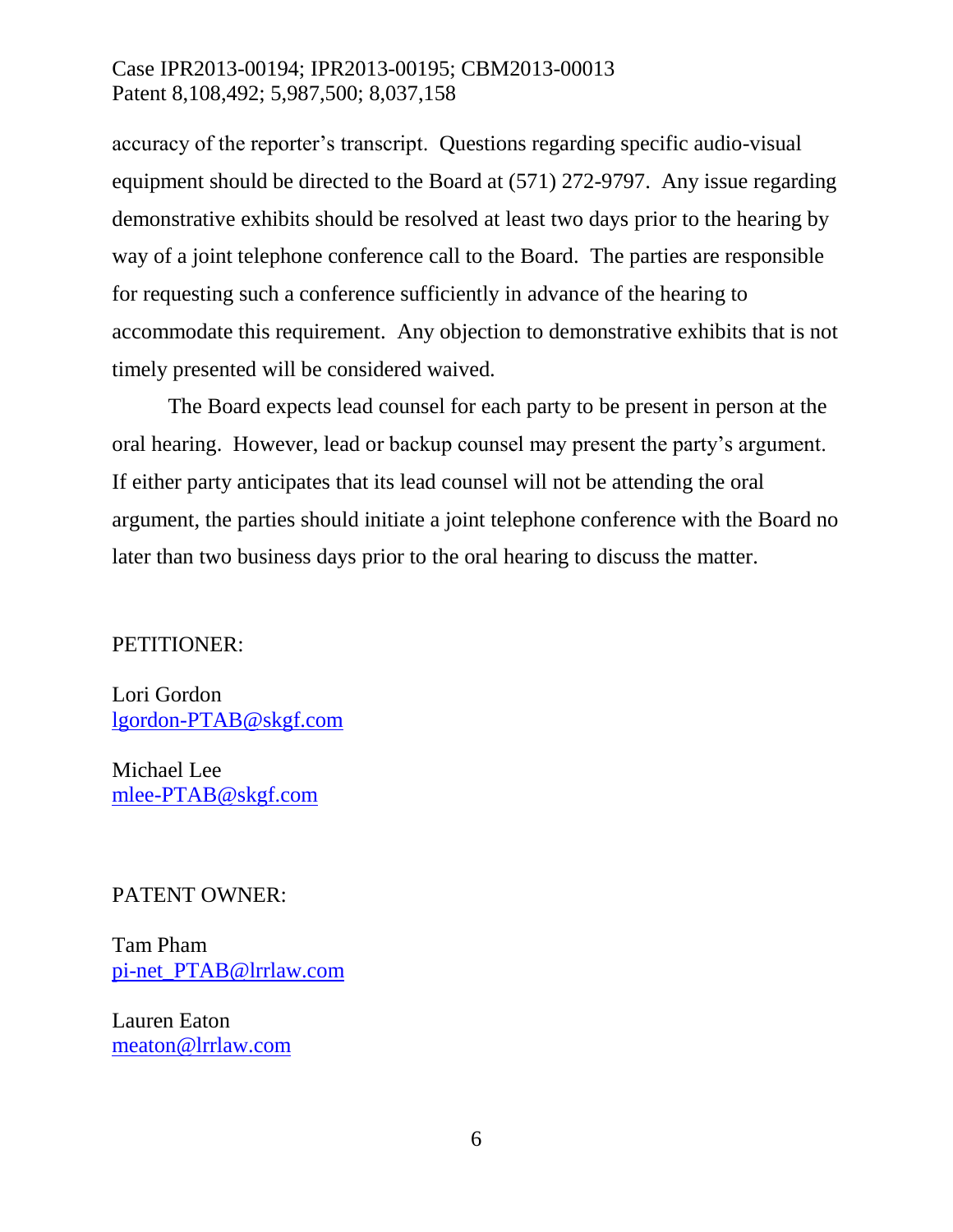accuracy of the reporter's transcript. Questions regarding specific audio-visual equipment should be directed to the Board at (571) 272-9797. Any issue regarding demonstrative exhibits should be resolved at least two days prior to the hearing by way of a joint telephone conference call to the Board. The parties are responsible for requesting such a conference sufficiently in advance of the hearing to accommodate this requirement. Any objection to demonstrative exhibits that is not timely presented will be considered waived.

The Board expects lead counsel for each party to be present in person at the oral hearing. However, lead or backup counsel may present the party's argument. If either party anticipates that its lead counsel will not be attending the oral argument, the parties should initiate a joint telephone conference with the Board no later than two business days prior to the oral hearing to discuss the matter.

PETITIONER:

Lori Gordon
lgordon-PTAB@skgf.com

Michael Lee
mlee-PTAB@skgf.com

PATENT OWNER:

Tam Pham
pi-net_PTAB@lrrlaw.com

Lauren Eaton
meaton@lrrlaw.com